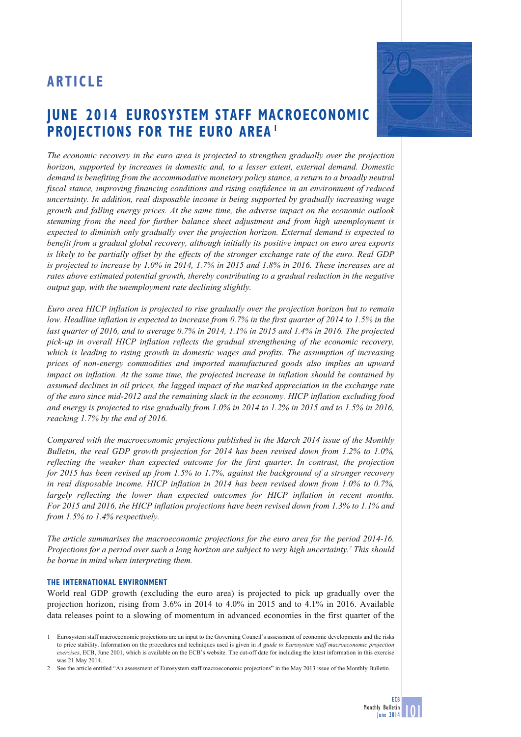# ARTICLE

## JUNE 2014 EUROSYSTEM STAFF MACROECONOMIC PROJECTIONS FOR THE EURO AREA[1]

*The economic recovery in the euro area is projected to strengthen gradually over the projection horizon, supported by increases in domestic and, to a lesser extent, external demand. Domestic demand is benefiting from the accommodative monetary policy stance, a return to a broadly neutral fiscal stance, improving financing conditions and rising confidence in an environment of reduced uncertainty. In addition, real disposable income is being supported by gradually increasing wage growth and falling energy prices. At the same time, the adverse impact on the economic outlook stemming from the need for further balance sheet adjustment and from high unemployment is expected to diminish only gradually over the projection horizon. External demand is expected to benefit from a gradual global recovery, although initially its positive impact on euro area exports is likely to be partially offset by the effects of the stronger exchange rate of the euro. Real GDP is projected to increase by 1.0% in 2014, 1.7% in 2015 and 1.8% in 2016. These increases are at rates above estimated potential growth, thereby contributing to a gradual reduction in the negative output gap, with the unemployment rate declining slightly.*

*Euro area HICP inflation is projected to rise gradually over the projection horizon but to remain low. Headline inflation is expected to increase from 0.7% in the first quarter of 2014 to 1.5% in the last quarter of 2016, and to average 0.7% in 2014, 1.1% in 2015 and 1.4% in 2016. The projected pick-up in overall HICP inflation reflects the gradual strengthening of the economic recovery, which is leading to rising growth in domestic wages and profits. The assumption of increasing prices of non-energy commodities and imported manufactured goods also implies an upward impact on inflation. At the same time, the projected increase in inflation should be contained by assumed declines in oil prices, the lagged impact of the marked appreciation in the exchange rate of the euro since mid-2012 and the remaining slack in the economy. HICP inflation excluding food and energy is projected to rise gradually from 1.0% in 2014 to 1.2% in 2015 and to 1.5% in 2016, reaching 1.7% by the end of 2016.*

*Compared with the macroeconomic projections published in the March 2014 issue of the Monthly Bulletin, the real GDP growth projection for 2014 has been revised down from 1.2% to 1.0%, reflecting the weaker than expected outcome for the first quarter. In contrast, the projection for 2015 has been revised up from 1.5% to 1.7%, against the background of a stronger recovery in real disposable income. HICP inflation in 2014 has been revised down from 1.0% to 0.7%, largely reflecting the lower than expected outcomes for HICP inflation in recent months. For 2015 and 2016, the HICP inflation projections have been revised down from 1.3% to 1.1% and from 1.5% to 1.4% respectively.*

*The article summarises the macroeconomic projections for the euro area for the period 2014-16. Projections for a period over such a long horizon are subject to very high uncertainty.[2] This should be borne in mind when interpreting them.*

### THE INTERNATIONAL ENVIRONMENT

World real GDP growth (excluding the euro area) is projected to pick up gradually over the projection horizon, rising from 3.6% in 2014 to 4.0% in 2015 and to 4.1% in 2016. Available data releases point to a slowing of momentum in advanced economies in the first quarter of the

---

1 Eurosystem staff macroeconomic projections are an input to the Governing Council's assessment of economic developments and the risks to price stability. Information on the procedures and techniques used is given in *A guide to Eurosystem staff macroeconomic projection exercises*, ECB, June 2001, which is available on the ECB's website. The cut-off date for including the latest information in this exercise was 21 May 2014.

2 See the article entitled "An assessment of Eurosystem staff macroeconomic projections" in the May 2013 issue of the Monthly Bulletin.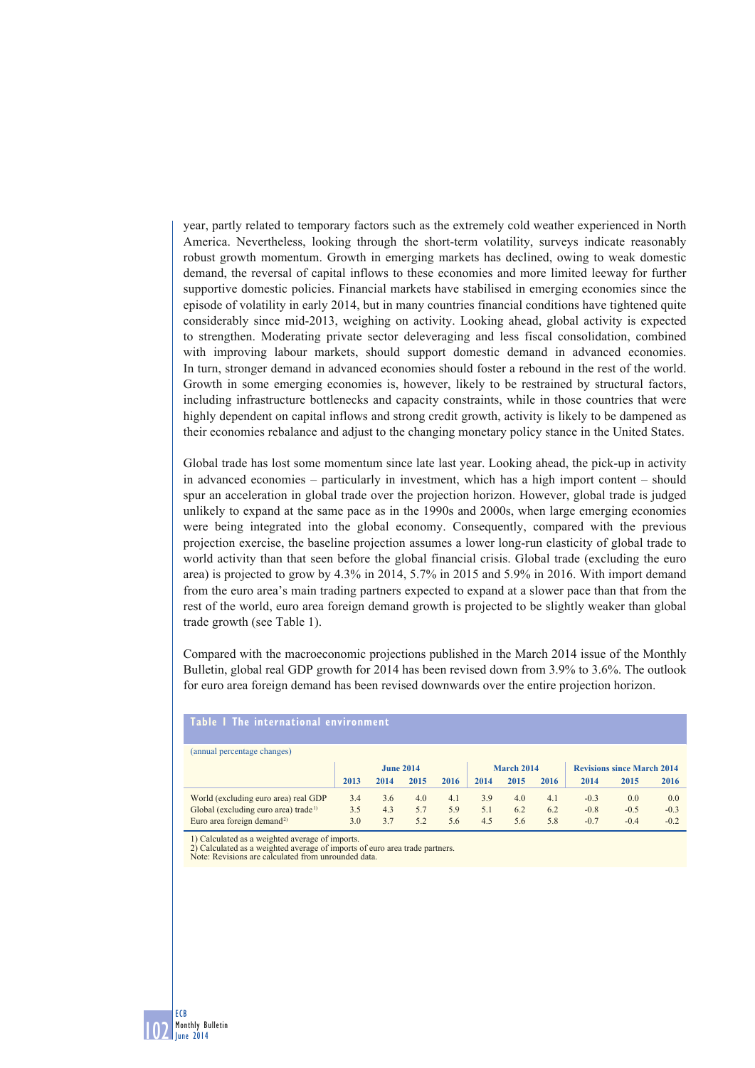year, partly related to temporary factors such as the extremely cold weather experienced in North America. Nevertheless, looking through the short-term volatility, surveys indicate reasonably robust growth momentum. Growth in emerging markets has declined, owing to weak domestic demand, the reversal of capital inflows to these economies and more limited leeway for further supportive domestic policies. Financial markets have stabilised in emerging economies since the episode of volatility in early 2014, but in many countries financial conditions have tightened quite considerably since mid-2013, weighing on activity. Looking ahead, global activity is expected to strengthen. Moderating private sector deleveraging and less fiscal consolidation, combined with improving labour markets, should support domestic demand in advanced economies. In turn, stronger demand in advanced economies should foster a rebound in the rest of the world. Growth in some emerging economies is, however, likely to be restrained by structural factors, including infrastructure bottlenecks and capacity constraints, while in those countries that were highly dependent on capital inflows and strong credit growth, activity is likely to be dampened as their economies rebalance and adjust to the changing monetary policy stance in the United States.

Global trade has lost some momentum since late last year. Looking ahead, the pick-up in activity in advanced economies – particularly in investment, which has a high import content – should spur an acceleration in global trade over the projection horizon. However, global trade is judged unlikely to expand at the same pace as in the 1990s and 2000s, when large emerging economies were being integrated into the global economy. Consequently, compared with the previous projection exercise, the baseline projection assumes a lower long-run elasticity of global trade to world activity than that seen before the global financial crisis. Global trade (excluding the euro area) is projected to grow by 4.3% in 2014, 5.7% in 2015 and 5.9% in 2016. With import demand from the euro area's main trading partners expected to expand at a slower pace than that from the rest of the world, euro area foreign demand growth is projected to be slightly weaker than global trade growth (see Table 1).

Compared with the macroeconomic projections published in the March 2014 issue of the Monthly Bulletin, global real GDP growth for 2014 has been revised down from 3.9% to 3.6%. The outlook for euro area foreign demand has been revised downwards over the entire projection horizon.

**Table 1 The international environment**

(annual percentage changes)

| | June 2014 | | | | March 2014 | | | Revisions since March 2014 | | |
|---|---|---|---|---|---|---|---|---|---|---|
| | 2013 | 2014 | 2015 | 2016 | 2014 | 2015 | 2016 | 2014 | 2015 | 2016 |
| World (excluding euro area) real GDP | 3.4 | 3.6 | 4.0 | 4.1 | 3.9 | 4.0 | 4.1 | -0.3 | 0.0 | 0.0 |
| Global (excluding euro area) trade[1] | 3.5 | 4.3 | 5.7 | 5.9 | 5.1 | 6.2 | 6.2 | -0.8 | -0.5 | -0.3 |
| Euro area foreign demand[2] | 3.0 | 3.7 | 5.2 | 5.6 | 4.5 | 5.6 | 5.8 | -0.7 | -0.4 | -0.2 |

1) Calculated as a weighted average of imports.
2) Calculated as a weighted average of imports of euro area trade partners.
Note: Revisions are calculated from unrounded data.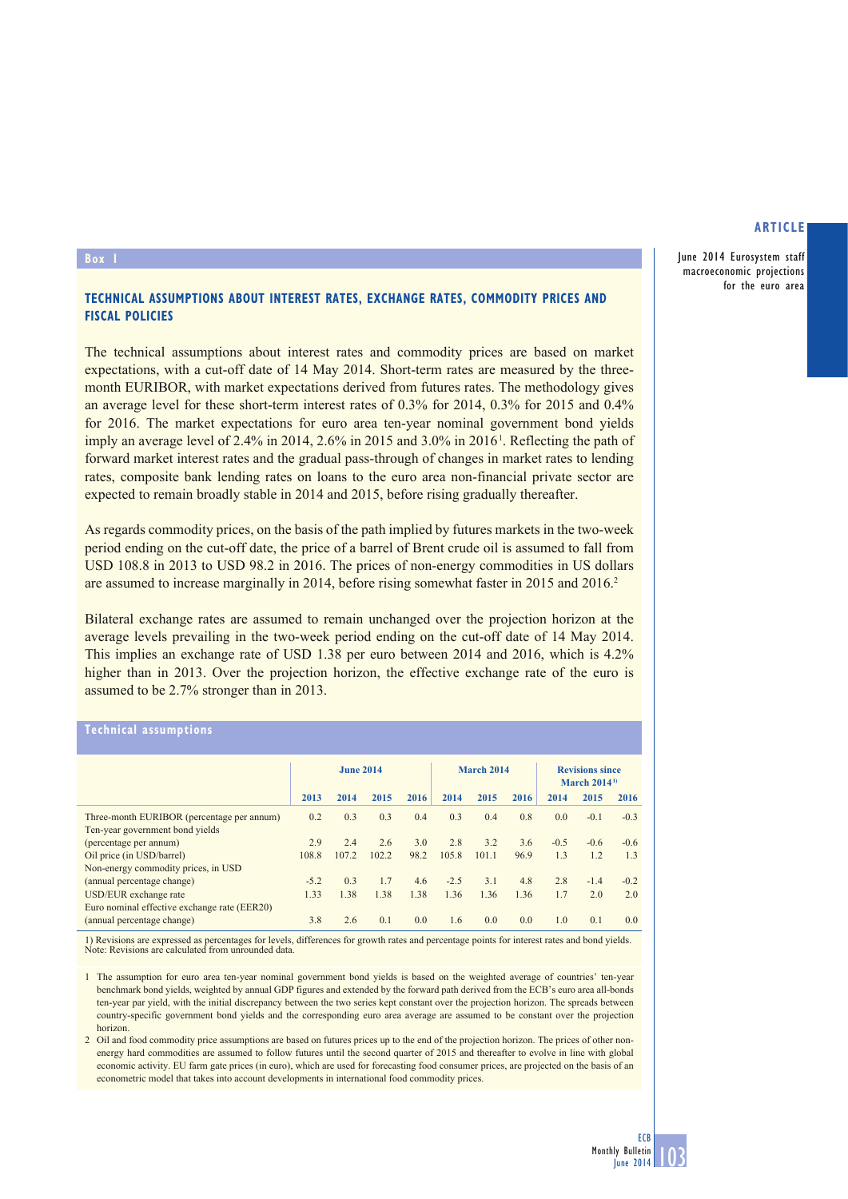**Box 1**

## TECHNICAL ASSUMPTIONS ABOUT INTEREST RATES, EXCHANGE RATES, COMMODITY PRICES AND FISCAL POLICIES

The technical assumptions about interest rates and commodity prices are based on market expectations, with a cut-off date of 14 May 2014. Short-term rates are measured by the three-month EURIBOR, with market expectations derived from futures rates. The methodology gives an average level for these short-term interest rates of 0.3% for 2014, 0.3% for 2015 and 0.4% for 2016. The market expectations for euro area ten-year nominal government bond yields imply an average level of 2.4% in 2014, 2.6% in 2015 and 3.0% in 2016[1]. Reflecting the path of forward market interest rates and the gradual pass-through of changes in market rates to lending rates, composite bank lending rates on loans to the euro area non-financial private sector are expected to remain broadly stable in 2014 and 2015, before rising gradually thereafter.

As regards commodity prices, on the basis of the path implied by futures markets in the two-week period ending on the cut-off date, the price of a barrel of Brent crude oil is assumed to fall from USD 108.8 in 2013 to USD 98.2 in 2016. The prices of non-energy commodities in US dollars are assumed to increase marginally in 2014, before rising somewhat faster in 2015 and 2016.[2]

Bilateral exchange rates are assumed to remain unchanged over the projection horizon at the average levels prevailing in the two-week period ending on the cut-off date of 14 May 2014. This implies an exchange rate of USD 1.38 per euro between 2014 and 2016, which is 4.2% higher than in 2013. Over the projection horizon, the effective exchange rate of the euro is assumed to be 2.7% stronger than in 2013.

**Technical assumptions**

| | June 2014 | | | | March 2014 | | | Revisions since March 2014[1)] | | |
|---|---|---|---|---|---|---|---|---|---|---|
| | 2013 | 2014 | 2015 | 2016 | 2014 | 2015 | 2016 | 2014 | 2015 | 2016 |
| Three-month EURIBOR (percentage per annum) | 0.2 | 0.3 | 0.3 | 0.4 | 0.3 | 0.4 | 0.8 | 0.0 | -0.1 | -0.3 |
| Ten-year government bond yields (percentage per annum) | 2.9 | 2.4 | 2.6 | 3.0 | 2.8 | 3.2 | 3.6 | -0.5 | -0.6 | -0.6 |
| Oil price (in USD/barrel) | 108.8 | 107.2 | 102.2 | 98.2 | 105.8 | 101.1 | 96.9 | 1.3 | 1.2 | 1.3 |
| Non-energy commodity prices, in USD (annual percentage change) | -5.2 | 0.3 | 1.7 | 4.6 | -2.5 | 3.1 | 4.8 | 2.8 | -1.4 | -0.2 |
| USD/EUR exchange rate | 1.33 | 1.38 | 1.38 | 1.38 | 1.36 | 1.36 | 1.36 | 1.7 | 2.0 | 2.0 |
| Euro nominal effective exchange rate (EER20) (annual percentage change) | 3.8 | 2.6 | 0.1 | 0.0 | 1.6 | 0.0 | 0.0 | 1.0 | 0.1 | 0.0 |

1) Revisions are expressed as percentages for levels, differences for growth rates and percentage points for interest rates and bond yields.
Note: Revisions are calculated from unrounded data.

1 The assumption for euro area ten-year nominal government bond yields is based on the weighted average of countries' ten-year benchmark bond yields, weighted by annual GDP figures and extended by the forward path derived from the ECB's euro area all-bonds ten-year par yield, with the initial discrepancy between the two series kept constant over the projection horizon. The spreads between country-specific government bond yields and the corresponding euro area average are assumed to be constant over the projection horizon.

2 Oil and food commodity price assumptions are based on futures prices up to the end of the projection horizon. The prices of other non-energy hard commodities are assumed to follow futures until the second quarter of 2015 and thereafter to evolve in line with global economic activity. EU farm gate prices (in euro), which are used for forecasting food consumer prices, are projected on the basis of an econometric model that takes into account developments in international food commodity prices.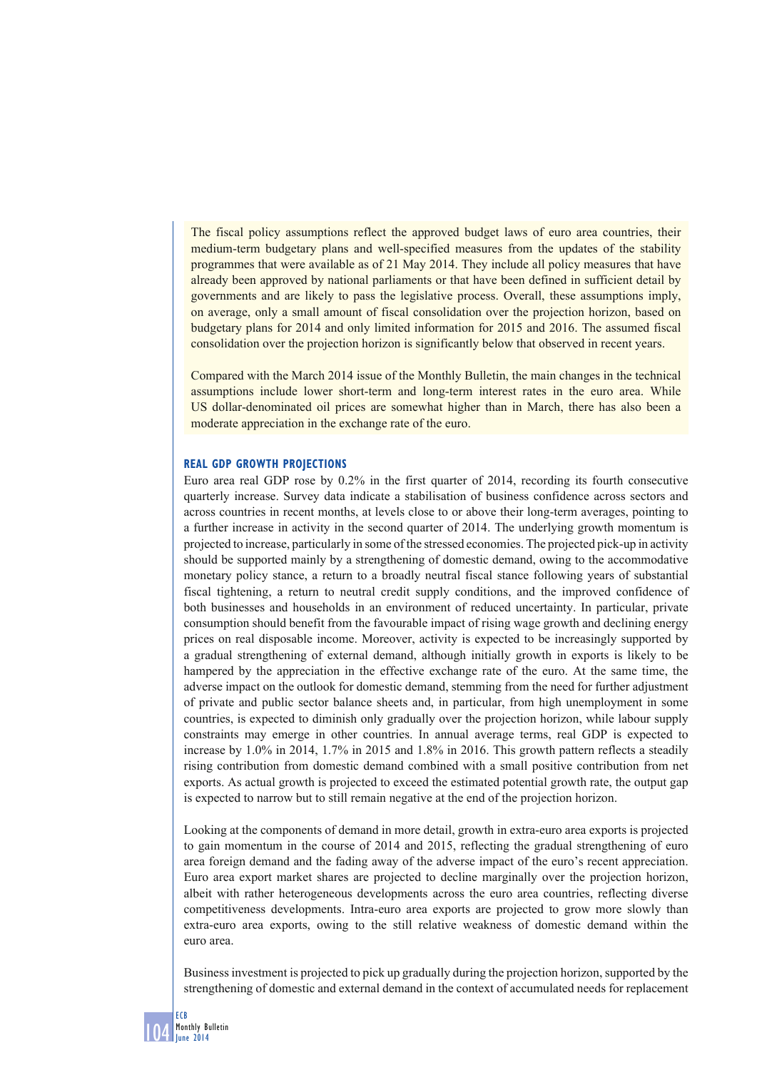The fiscal policy assumptions reflect the approved budget laws of euro area countries, their medium-term budgetary plans and well-specified measures from the updates of the stability programmes that were available as of 21 May 2014. They include all policy measures that have already been approved by national parliaments or that have been defined in sufficient detail by governments and are likely to pass the legislative process. Overall, these assumptions imply, on average, only a small amount of fiscal consolidation over the projection horizon, based on budgetary plans for 2014 and only limited information for 2015 and 2016. The assumed fiscal consolidation over the projection horizon is significantly below that observed in recent years.

Compared with the March 2014 issue of the Monthly Bulletin, the main changes in the technical assumptions include lower short-term and long-term interest rates in the euro area. While US dollar-denominated oil prices are somewhat higher than in March, there has also been a moderate appreciation in the exchange rate of the euro.

### REAL GDP GROWTH PROJECTIONS

Euro area real GDP rose by 0.2% in the first quarter of 2014, recording its fourth consecutive quarterly increase. Survey data indicate a stabilisation of business confidence across sectors and across countries in recent months, at levels close to or above their long-term averages, pointing to a further increase in activity in the second quarter of 2014. The underlying growth momentum is projected to increase, particularly in some of the stressed economies. The projected pick-up in activity should be supported mainly by a strengthening of domestic demand, owing to the accommodative monetary policy stance, a return to a broadly neutral fiscal stance following years of substantial fiscal tightening, a return to neutral credit supply conditions, and the improved confidence of both businesses and households in an environment of reduced uncertainty. In particular, private consumption should benefit from the favourable impact of rising wage growth and declining energy prices on real disposable income. Moreover, activity is expected to be increasingly supported by a gradual strengthening of external demand, although initially growth in exports is likely to be hampered by the appreciation in the effective exchange rate of the euro. At the same time, the adverse impact on the outlook for domestic demand, stemming from the need for further adjustment of private and public sector balance sheets and, in particular, from high unemployment in some countries, is expected to diminish only gradually over the projection horizon, while labour supply constraints may emerge in other countries. In annual average terms, real GDP is expected to increase by 1.0% in 2014, 1.7% in 2015 and 1.8% in 2016. This growth pattern reflects a steadily rising contribution from domestic demand combined with a small positive contribution from net exports. As actual growth is projected to exceed the estimated potential growth rate, the output gap is expected to narrow but to still remain negative at the end of the projection horizon.

Looking at the components of demand in more detail, growth in extra-euro area exports is projected to gain momentum in the course of 2014 and 2015, reflecting the gradual strengthening of euro area foreign demand and the fading away of the adverse impact of the euro's recent appreciation. Euro area export market shares are projected to decline marginally over the projection horizon, albeit with rather heterogeneous developments across the euro area countries, reflecting diverse competitiveness developments. Intra-euro area exports are projected to grow more slowly than extra-euro area exports, owing to the still relative weakness of domestic demand within the euro area.

Business investment is projected to pick up gradually during the projection horizon, supported by the strengthening of domestic and external demand in the context of accumulated needs for replacement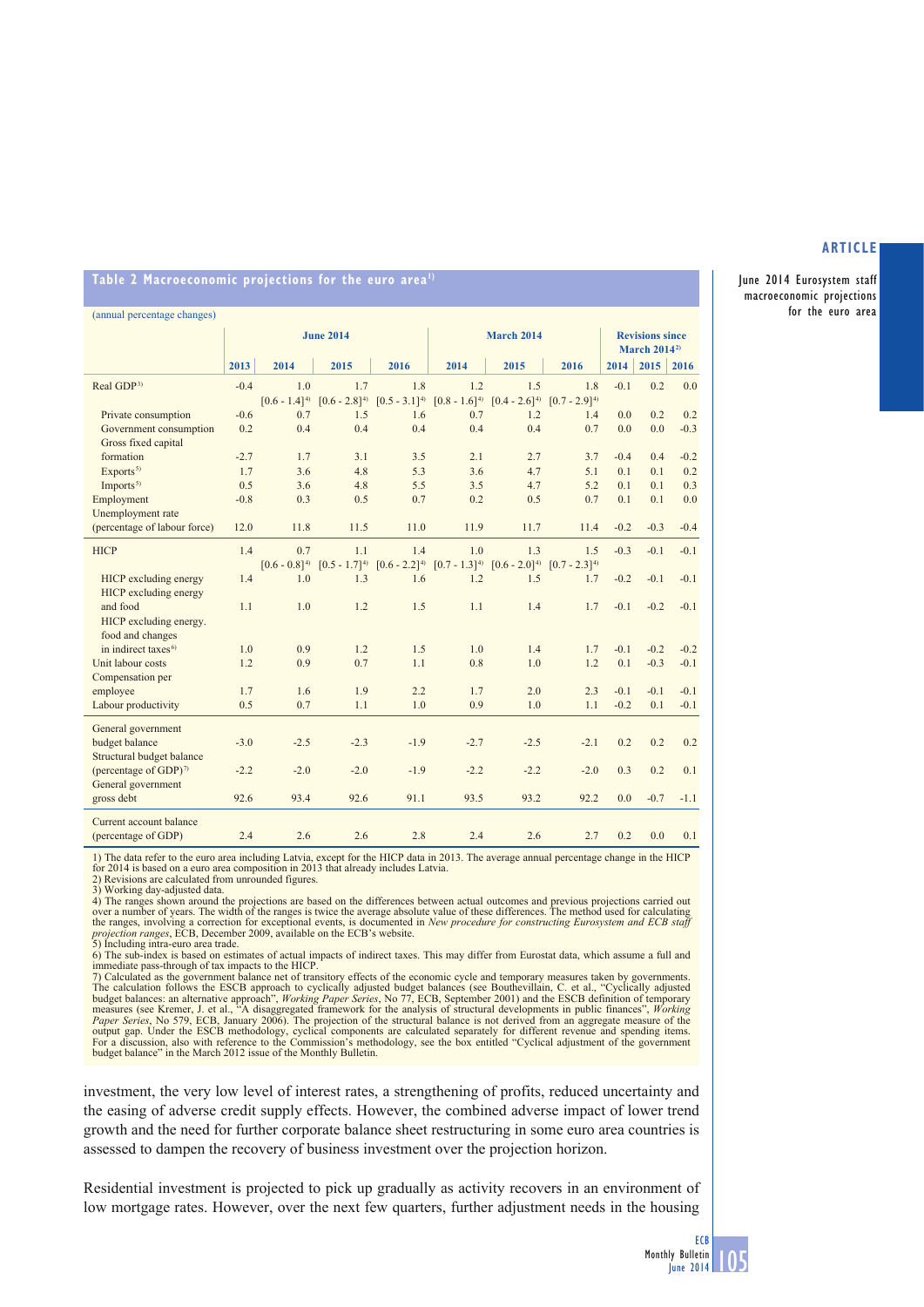**Table 2 Macroeconomic projections for the euro area[1)]**

(annual percentage changes)

| | June 2014 | | | | March 2014 | | | Revisions since March 2014[2)] | | |
|---|---|---|---|---|---|---|---|---|---|---|
| | 2013 | 2014 | 2015 | 2016 | 2014 | 2015 | 2016 | 2014 | 2015 | 2016 |
| Real GDP[3)] | -0.4 | 1.0 | 1.7 | 1.8 | 1.2 | 1.5 | 1.8 | -0.1 | 0.2 | 0.0 |
| | | [0.6 - 1.4][4)] | [0.6 - 2.8][4)] | [0.5 - 3.1][4)] | [0.8 - 1.6][4)] | [0.4 - 2.6][4)] | [0.7 - 2.9][4)] | | | |
| Private consumption | -0.6 | 0.7 | 1.5 | 1.6 | 0.7 | 1.2 | 1.4 | 0.0 | 0.2 | 0.2 |
| Government consumption | 0.2 | 0.4 | 0.4 | 0.4 | 0.4 | 0.4 | 0.7 | 0.0 | 0.0 | -0.3 |
| Gross fixed capital formation | -2.7 | 1.7 | 3.1 | 3.5 | 2.1 | 2.7 | 3.7 | -0.4 | 0.4 | -0.2 |
| Exports[5)] | 1.7 | 3.6 | 4.8 | 5.3 | 3.6 | 4.7 | 5.1 | 0.1 | 0.1 | 0.2 |
| Imports[5)] | 0.5 | 3.6 | 4.8 | 5.5 | 3.5 | 4.7 | 5.2 | 0.1 | 0.1 | 0.3 |
| Employment | -0.8 | 0.3 | 0.5 | 0.7 | 0.2 | 0.5 | 0.7 | 0.1 | 0.1 | 0.0 |
| Unemployment rate (percentage of labour force) | 12.0 | 11.8 | 11.5 | 11.0 | 11.9 | 11.7 | 11.4 | -0.2 | -0.3 | -0.4 |
| HICP | 1.4 | 0.7 | 1.1 | 1.4 | 1.0 | 1.3 | 1.5 | -0.3 | -0.1 | -0.1 |
| | | [0.6 - 0.8][4)] | [0.5 - 1.7][4)] | [0.6 - 2.2][4)] | [0.7 - 1.3][4)] | [0.6 - 2.0][4)] | [0.7 - 2.3][4)] | | | |
| HICP excluding energy | 1.4 | 1.0 | 1.3 | 1.6 | 1.2 | 1.5 | 1.7 | -0.2 | -0.1 | -0.1 |
| HICP excluding energy and food | 1.1 | 1.0 | 1.2 | 1.5 | 1.1 | 1.4 | 1.7 | -0.1 | -0.2 | -0.1 |
| HICP excluding energy, food and changes in indirect taxes[6)] | 1.0 | 0.9 | 1.2 | 1.5 | 1.0 | 1.4 | 1.7 | -0.1 | -0.2 | -0.2 |
| Unit labour costs | 1.2 | 0.9 | 0.7 | 1.1 | 0.8 | 1.0 | 1.2 | 0.1 | -0.3 | -0.1 |
| Compensation per employee | 1.7 | 1.6 | 1.9 | 2.2 | 1.7 | 2.0 | 2.3 | -0.1 | -0.1 | -0.1 |
| Labour productivity | 0.5 | 0.7 | 1.1 | 1.0 | 0.9 | 1.0 | 1.1 | -0.2 | 0.1 | -0.1 |
| General government budget balance | -3.0 | -2.5 | -2.3 | -1.9 | -2.7 | -2.5 | -2.1 | 0.2 | 0.2 | 0.2 |
| Structural budget balance (percentage of GDP)[7)] | -2.2 | -2.0 | -2.0 | -1.9 | -2.2 | -2.2 | -2.0 | 0.3 | 0.2 | 0.1 |
| General government gross debt | 92.6 | 93.4 | 92.6 | 91.1 | 93.5 | 93.2 | 92.2 | 0.0 | -0.7 | -1.1 |
| Current account balance (percentage of GDP) | 2.4 | 2.6 | 2.6 | 2.8 | 2.4 | 2.6 | 2.7 | 0.2 | 0.0 | 0.1 |

1) The data refer to the euro area including Latvia, except for the HICP data in 2013. The average annual percentage change in the HICP for 2014 is based on a euro area composition in 2013 that already includes Latvia.
2) Revisions are calculated from unrounded figures.
3) Working day-adjusted data.
4) The ranges shown around the projections are based on the differences between actual outcomes and previous projections carried out over a number of years. The width of the ranges is twice the average absolute value of these differences. The method used for calculating the ranges, involving a correction for exceptional events, is documented in *New procedure for constructing Eurosystem and ECB staff projection ranges*, ECB, December 2009, available on the ECB's website.
5) Including intra-euro area trade.
6) The sub-index is based on estimates of actual impacts of indirect taxes. This may differ from Eurostat data, which assume a full and immediate pass-through of tax impacts to the HICP.
7) Calculated as the government balance net of transitory effects of the economic cycle and temporary measures taken by governments. The calculation follows the ESCB approach to cyclically adjusted budget balances (see Bouthevillain, C. et al., "Cyclically adjusted budget balances: an alternative approach", *Working Paper Series*, No 77, ECB, September 2001) and the ESCB definition of temporary measures (see Kremer, J. et al., "A disaggregated framework for the analysis of structural developments in public finances", *Working Paper Series*, No 579, ECB, January 2006). The projection of the structural balance is not derived from an aggregate measure of the output gap. Under the ESCB methodology, cyclical components are calculated separately for different revenue and spending items. For a discussion, also with reference to the Commission's methodology, see the box entitled "Cyclical adjustment of the government budget balance" in the March 2012 issue of the Monthly Bulletin.

investment, the very low level of interest rates, a strengthening of profits, reduced uncertainty and the easing of adverse credit supply effects. However, the combined adverse impact of lower trend growth and the need for further corporate balance sheet restructuring in some euro area countries is assessed to dampen the recovery of business investment over the projection horizon.

Residential investment is projected to pick up gradually as activity recovers in an environment of low mortgage rates. However, over the next few quarters, further adjustment needs in the housing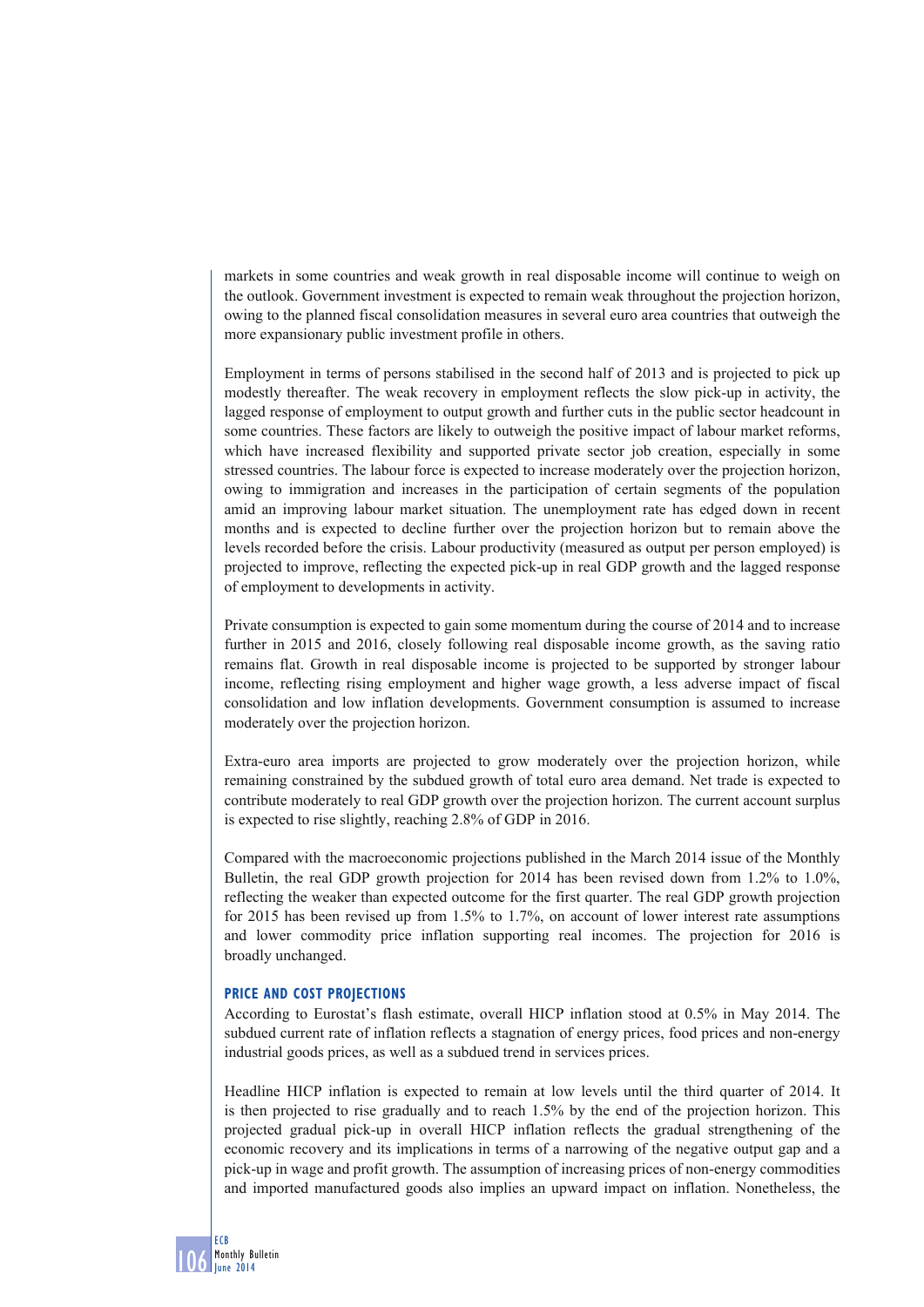markets in some countries and weak growth in real disposable income will continue to weigh on the outlook. Government investment is expected to remain weak throughout the projection horizon, owing to the planned fiscal consolidation measures in several euro area countries that outweigh the more expansionary public investment profile in others.

Employment in terms of persons stabilised in the second half of 2013 and is projected to pick up modestly thereafter. The weak recovery in employment reflects the slow pick-up in activity, the lagged response of employment to output growth and further cuts in the public sector headcount in some countries. These factors are likely to outweigh the positive impact of labour market reforms, which have increased flexibility and supported private sector job creation, especially in some stressed countries. The labour force is expected to increase moderately over the projection horizon, owing to immigration and increases in the participation of certain segments of the population amid an improving labour market situation. The unemployment rate has edged down in recent months and is expected to decline further over the projection horizon but to remain above the levels recorded before the crisis. Labour productivity (measured as output per person employed) is projected to improve, reflecting the expected pick-up in real GDP growth and the lagged response of employment to developments in activity.

Private consumption is expected to gain some momentum during the course of 2014 and to increase further in 2015 and 2016, closely following real disposable income growth, as the saving ratio remains flat. Growth in real disposable income is projected to be supported by stronger labour income, reflecting rising employment and higher wage growth, a less adverse impact of fiscal consolidation and low inflation developments. Government consumption is assumed to increase moderately over the projection horizon.

Extra-euro area imports are projected to grow moderately over the projection horizon, while remaining constrained by the subdued growth of total euro area demand. Net trade is expected to contribute moderately to real GDP growth over the projection horizon. The current account surplus is expected to rise slightly, reaching 2.8% of GDP in 2016.

Compared with the macroeconomic projections published in the March 2014 issue of the Monthly Bulletin, the real GDP growth projection for 2014 has been revised down from 1.2% to 1.0%, reflecting the weaker than expected outcome for the first quarter. The real GDP growth projection for 2015 has been revised up from 1.5% to 1.7%, on account of lower interest rate assumptions and lower commodity price inflation supporting real incomes. The projection for 2016 is broadly unchanged.

### PRICE AND COST PROJECTIONS

According to Eurostat's flash estimate, overall HICP inflation stood at 0.5% in May 2014. The subdued current rate of inflation reflects a stagnation of energy prices, food prices and non-energy industrial goods prices, as well as a subdued trend in services prices.

Headline HICP inflation is expected to remain at low levels until the third quarter of 2014. It is then projected to rise gradually and to reach 1.5% by the end of the projection horizon. This projected gradual pick-up in overall HICP inflation reflects the gradual strengthening of the economic recovery and its implications in terms of a narrowing of the negative output gap and a pick-up in wage and profit growth. The assumption of increasing prices of non-energy commodities and imported manufactured goods also implies an upward impact on inflation. Nonetheless, the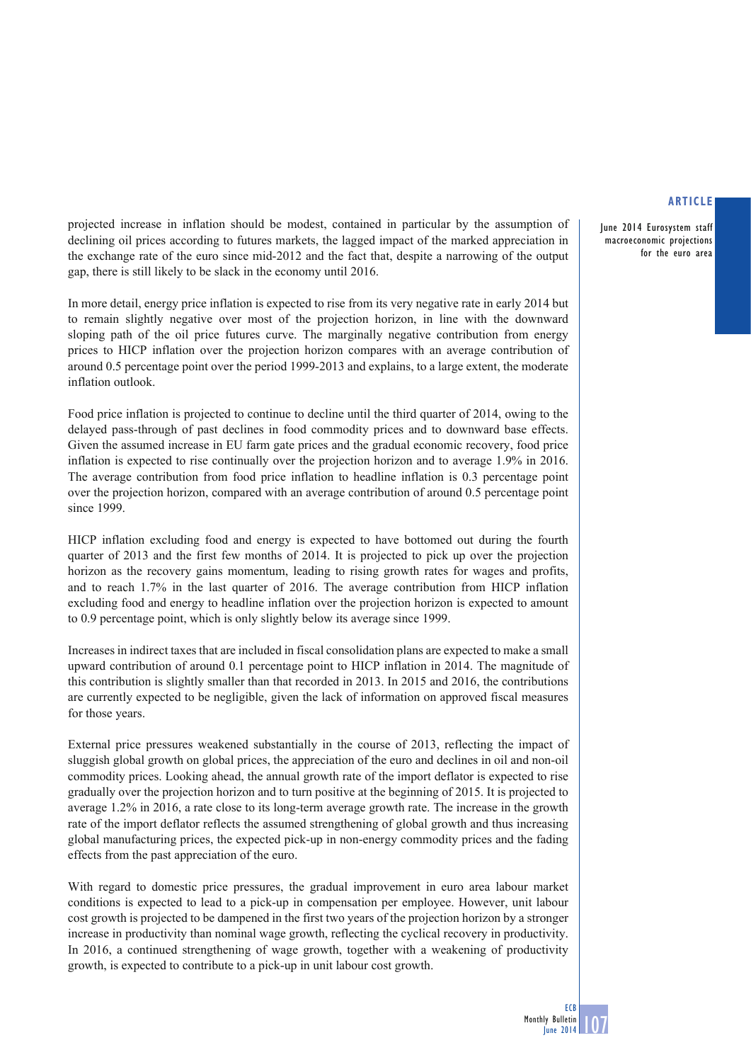projected increase in inflation should be modest, contained in particular by the assumption of declining oil prices according to futures markets, the lagged impact of the marked appreciation in the exchange rate of the euro since mid-2012 and the fact that, despite a narrowing of the output gap, there is still likely to be slack in the economy until 2016.

In more detail, energy price inflation is expected to rise from its very negative rate in early 2014 but to remain slightly negative over most of the projection horizon, in line with the downward sloping path of the oil price futures curve. The marginally negative contribution from energy prices to HICP inflation over the projection horizon compares with an average contribution of around 0.5 percentage point over the period 1999-2013 and explains, to a large extent, the moderate inflation outlook.

Food price inflation is projected to continue to decline until the third quarter of 2014, owing to the delayed pass-through of past declines in food commodity prices and to downward base effects. Given the assumed increase in EU farm gate prices and the gradual economic recovery, food price inflation is expected to rise continually over the projection horizon and to average 1.9% in 2016. The average contribution from food price inflation to headline inflation is 0.3 percentage point over the projection horizon, compared with an average contribution of around 0.5 percentage point since 1999.

HICP inflation excluding food and energy is expected to have bottomed out during the fourth quarter of 2013 and the first few months of 2014. It is projected to pick up over the projection horizon as the recovery gains momentum, leading to rising growth rates for wages and profits, and to reach 1.7% in the last quarter of 2016. The average contribution from HICP inflation excluding food and energy to headline inflation over the projection horizon is expected to amount to 0.9 percentage point, which is only slightly below its average since 1999.

Increases in indirect taxes that are included in fiscal consolidation plans are expected to make a small upward contribution of around 0.1 percentage point to HICP inflation in 2014. The magnitude of this contribution is slightly smaller than that recorded in 2013. In 2015 and 2016, the contributions are currently expected to be negligible, given the lack of information on approved fiscal measures for those years.

External price pressures weakened substantially in the course of 2013, reflecting the impact of sluggish global growth on global prices, the appreciation of the euro and declines in oil and non-oil commodity prices. Looking ahead, the annual growth rate of the import deflator is expected to rise gradually over the projection horizon and to turn positive at the beginning of 2015. It is projected to average 1.2% in 2016, a rate close to its long-term average growth rate. The increase in the growth rate of the import deflator reflects the assumed strengthening of global growth and thus increasing global manufacturing prices, the expected pick-up in non-energy commodity prices and the fading effects from the past appreciation of the euro.

With regard to domestic price pressures, the gradual improvement in euro area labour market conditions is expected to lead to a pick-up in compensation per employee. However, unit labour cost growth is projected to be dampened in the first two years of the projection horizon by a stronger increase in productivity than nominal wage growth, reflecting the cyclical recovery in productivity. In 2016, a continued strengthening of wage growth, together with a weakening of productivity growth, is expected to contribute to a pick-up in unit labour cost growth.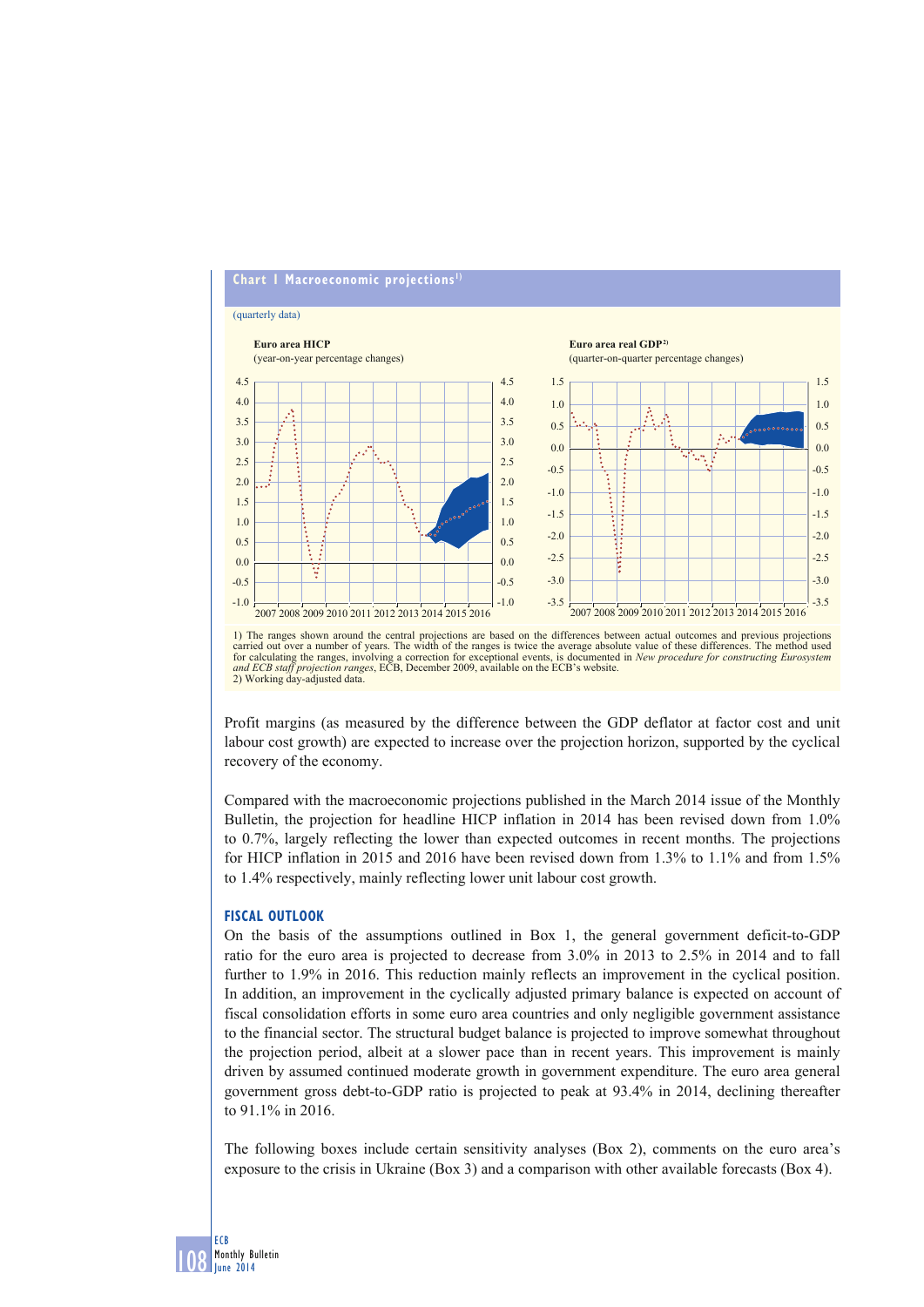## Chart 1 Macroeconomic projections[1]

(quarterly data)

**Euro area HICP**
(year-on-year percentage changes)

**Euro area real GDP**[2]
(quarter-on-quarter percentage changes)

1) The ranges shown around the central projections are based on the differences between actual outcomes and previous projections carried out over a number of years. The width of the ranges is twice the average absolute value of these differences. The method used for calculating the ranges, involving a correction for exceptional events, is documented in *New procedure for constructing Eurosystem and ECB staff projection ranges*, ECB, December 2009, available on the ECB's website.
2) Working day-adjusted data.

Profit margins (as measured by the difference between the GDP deflator at factor cost and unit labour cost growth) are expected to increase over the projection horizon, supported by the cyclical recovery of the economy.

Compared with the macroeconomic projections published in the March 2014 issue of the Monthly Bulletin, the projection for headline HICP inflation in 2014 has been revised down from 1.0% to 0.7%, largely reflecting the lower than expected outcomes in recent months. The projections for HICP inflation in 2015 and 2016 have been revised down from 1.3% to 1.1% and from 1.5% to 1.4% respectively, mainly reflecting lower unit labour cost growth.

### FISCAL OUTLOOK

On the basis of the assumptions outlined in Box 1, the general government deficit-to-GDP ratio for the euro area is projected to decrease from 3.0% in 2013 to 2.5% in 2014 and to fall further to 1.9% in 2016. This reduction mainly reflects an improvement in the cyclical position. In addition, an improvement in the cyclically adjusted primary balance is expected on account of fiscal consolidation efforts in some euro area countries and only negligible government assistance to the financial sector. The structural budget balance is projected to improve somewhat throughout the projection period, albeit at a slower pace than in recent years. This improvement is mainly driven by assumed continued moderate growth in government expenditure. The euro area general government gross debt-to-GDP ratio is projected to peak at 93.4% in 2014, declining thereafter to 91.1% in 2016.

The following boxes include certain sensitivity analyses (Box 2), comments on the euro area's exposure to the crisis in Ukraine (Box 3) and a comparison with other available forecasts (Box 4).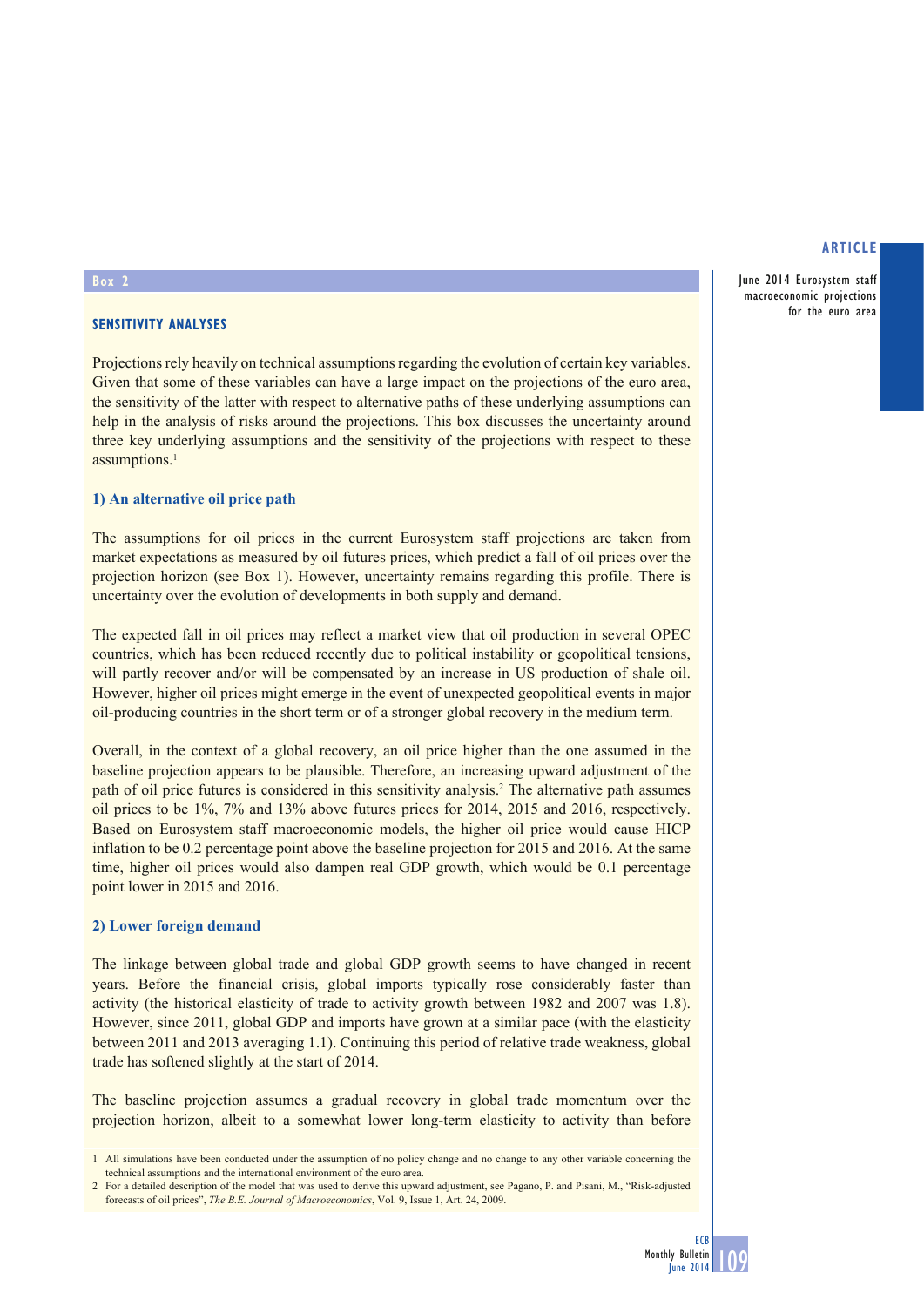## Box 2

### SENSITIVITY ANALYSES

Projections rely heavily on technical assumptions regarding the evolution of certain key variables. Given that some of these variables can have a large impact on the projections of the euro area, the sensitivity of the latter with respect to alternative paths of these underlying assumptions can help in the analysis of risks around the projections. This box discusses the uncertainty around three key underlying assumptions and the sensitivity of the projections with respect to these assumptions.[1]

**1) An alternative oil price path**

The assumptions for oil prices in the current Eurosystem staff projections are taken from market expectations as measured by oil futures prices, which predict a fall of oil prices over the projection horizon (see Box 1). However, uncertainty remains regarding this profile. There is uncertainty over the evolution of developments in both supply and demand.

The expected fall in oil prices may reflect a market view that oil production in several OPEC countries, which has been reduced recently due to political instability or geopolitical tensions, will partly recover and/or will be compensated by an increase in US production of shale oil. However, higher oil prices might emerge in the event of unexpected geopolitical events in major oil-producing countries in the short term or of a stronger global recovery in the medium term.

Overall, in the context of a global recovery, an oil price higher than the one assumed in the baseline projection appears to be plausible. Therefore, an increasing upward adjustment of the path of oil price futures is considered in this sensitivity analysis.[2] The alternative path assumes oil prices to be 1%, 7% and 13% above futures prices for 2014, 2015 and 2016, respectively. Based on Eurosystem staff macroeconomic models, the higher oil price would cause HICP inflation to be 0.2 percentage point above the baseline projection for 2015 and 2016. At the same time, higher oil prices would also dampen real GDP growth, which would be 0.1 percentage point lower in 2015 and 2016.

**2) Lower foreign demand**

The linkage between global trade and global GDP growth seems to have changed in recent years. Before the financial crisis, global imports typically rose considerably faster than activity (the historical elasticity of trade to activity growth between 1982 and 2007 was 1.8). However, since 2011, global GDP and imports have grown at a similar pace (with the elasticity between 2011 and 2013 averaging 1.1). Continuing this period of relative trade weakness, global trade has softened slightly at the start of 2014.

The baseline projection assumes a gradual recovery in global trade momentum over the projection horizon, albeit to a somewhat lower long-term elasticity to activity than before

1 All simulations have been conducted under the assumption of no policy change and no change to any other variable concerning the technical assumptions and the international environment of the euro area.

2 For a detailed description of the model that was used to derive this upward adjustment, see Pagano, P. and Pisani, M., "Risk-adjusted forecasts of oil prices", *The B.E. Journal of Macroeconomics*, Vol. 9, Issue 1, Art. 24, 2009.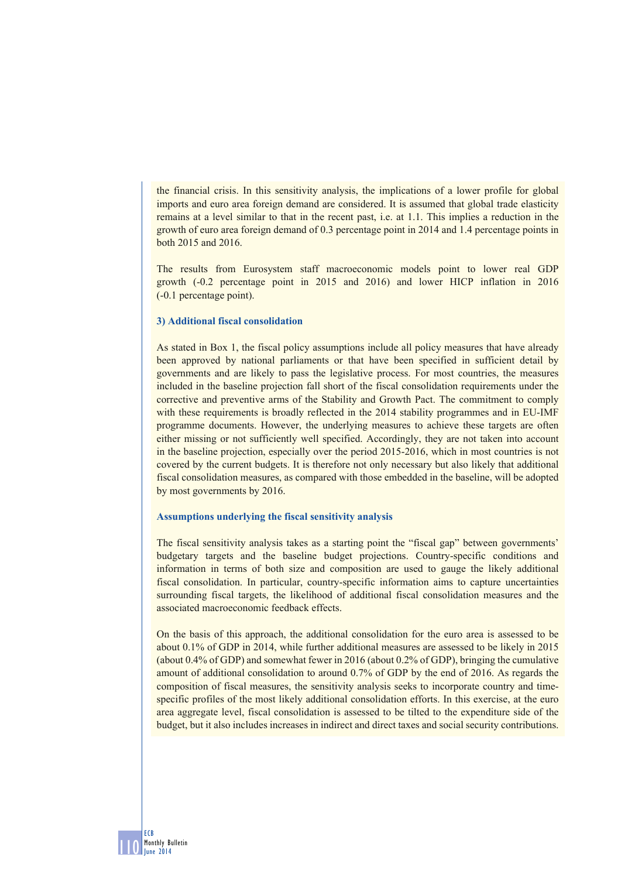the financial crisis. In this sensitivity analysis, the implications of a lower profile for global imports and euro area foreign demand are considered. It is assumed that global trade elasticity remains at a level similar to that in the recent past, i.e. at 1.1. This implies a reduction in the growth of euro area foreign demand of 0.3 percentage point in 2014 and 1.4 percentage points in both 2015 and 2016.

The results from Eurosystem staff macroeconomic models point to lower real GDP growth (-0.2 percentage point in 2015 and 2016) and lower HICP inflation in 2016 (-0.1 percentage point).

### 3) Additional fiscal consolidation

As stated in Box 1, the fiscal policy assumptions include all policy measures that have already been approved by national parliaments or that have been specified in sufficient detail by governments and are likely to pass the legislative process. For most countries, the measures included in the baseline projection fall short of the fiscal consolidation requirements under the corrective and preventive arms of the Stability and Growth Pact. The commitment to comply with these requirements is broadly reflected in the 2014 stability programmes and in EU-IMF programme documents. However, the underlying measures to achieve these targets are often either missing or not sufficiently well specified. Accordingly, they are not taken into account in the baseline projection, especially over the period 2015-2016, which in most countries is not covered by the current budgets. It is therefore not only necessary but also likely that additional fiscal consolidation measures, as compared with those embedded in the baseline, will be adopted by most governments by 2016.

#### Assumptions underlying the fiscal sensitivity analysis

The fiscal sensitivity analysis takes as a starting point the "fiscal gap" between governments' budgetary targets and the baseline budget projections. Country-specific conditions and information in terms of both size and composition are used to gauge the likely additional fiscal consolidation. In particular, country-specific information aims to capture uncertainties surrounding fiscal targets, the likelihood of additional fiscal consolidation measures and the associated macroeconomic feedback effects.

On the basis of this approach, the additional consolidation for the euro area is assessed to be about 0.1% of GDP in 2014, while further additional measures are assessed to be likely in 2015 (about 0.4% of GDP) and somewhat fewer in 2016 (about 0.2% of GDP), bringing the cumulative amount of additional consolidation to around 0.7% of GDP by the end of 2016. As regards the composition of fiscal measures, the sensitivity analysis seeks to incorporate country and time-specific profiles of the most likely additional consolidation efforts. In this exercise, at the euro area aggregate level, fiscal consolidation is assessed to be tilted to the expenditure side of the budget, but it also includes increases in indirect and direct taxes and social security contributions.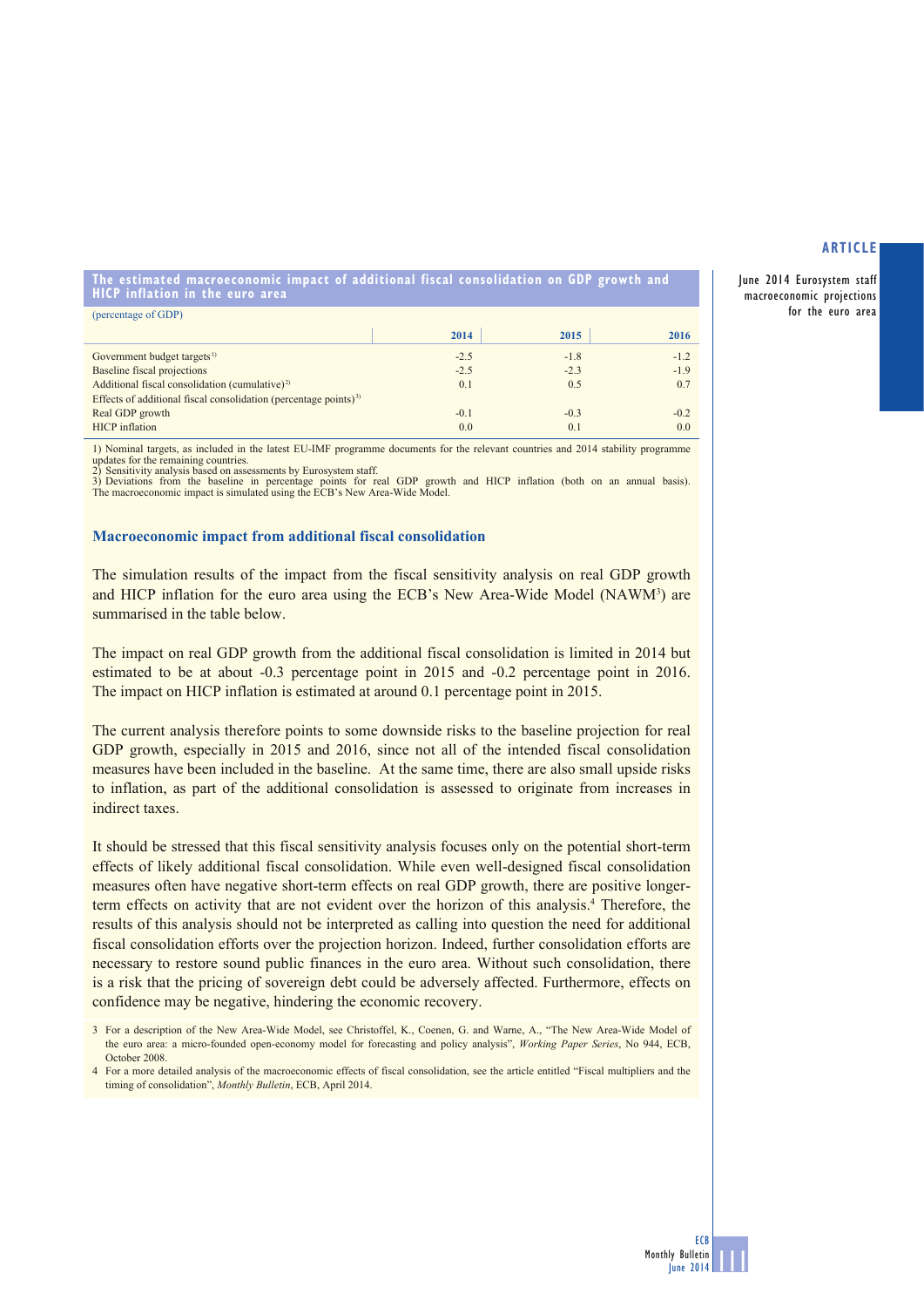**The estimated macroeconomic impact of additional fiscal consolidation on GDP growth and HICP inflation in the euro area**

(percentage of GDP)

| | 2014 | 2015 | 2016 |
|---|---|---|---|
| Government budget targets[1] | -2.5 | -1.8 | -1.2 |
| Baseline fiscal projections | -2.5 | -2.3 | -1.9 |
| Additional fiscal consolidation (cumulative)[2] | 0.1 | 0.5 | 0.7 |
| Effects of additional fiscal consolidation (percentage points)[3] | | | |
| Real GDP growth | -0.1 | -0.3 | -0.2 |
| HICP inflation | 0.0 | 0.1 | 0.0 |

1) Nominal targets, as included in the latest EU-IMF programme documents for the relevant countries and 2014 stability programme updates for the remaining countries.
2) Sensitivity analysis based on assessments by Eurosystem staff.
3) Deviations from the baseline in percentage points for real GDP growth and HICP inflation (both on an annual basis). The macroeconomic impact is simulated using the ECB's New Area-Wide Model.

### Macroeconomic impact from additional fiscal consolidation

The simulation results of the impact from the fiscal sensitivity analysis on real GDP growth and HICP inflation for the euro area using the ECB's New Area-Wide Model (NAWM[3]) are summarised in the table below.

The impact on real GDP growth from the additional fiscal consolidation is limited in 2014 but estimated to be at about -0.3 percentage point in 2015 and -0.2 percentage point in 2016. The impact on HICP inflation is estimated at around 0.1 percentage point in 2015.

The current analysis therefore points to some downside risks to the baseline projection for real GDP growth, especially in 2015 and 2016, since not all of the intended fiscal consolidation measures have been included in the baseline. At the same time, there are also small upside risks to inflation, as part of the additional consolidation is assessed to originate from increases in indirect taxes.

It should be stressed that this fiscal sensitivity analysis focuses only on the potential short-term effects of likely additional fiscal consolidation. While even well-designed fiscal consolidation measures often have negative short-term effects on real GDP growth, there are positive longer-term effects on activity that are not evident over the horizon of this analysis.[4] Therefore, the results of this analysis should not be interpreted as calling into question the need for additional fiscal consolidation efforts over the projection horizon. Indeed, further consolidation efforts are necessary to restore sound public finances in the euro area. Without such consolidation, there is a risk that the pricing of sovereign debt could be adversely affected. Furthermore, effects on confidence may be negative, hindering the economic recovery.

3 For a description of the New Area-Wide Model, see Christoffel, K., Coenen, G. and Warne, A., "The New Area-Wide Model of the euro area: a micro-founded open-economy model for forecasting and policy analysis", *Working Paper Series*, No 944, ECB, October 2008.

4 For a more detailed analysis of the macroeconomic effects of fiscal consolidation, see the article entitled "Fiscal multipliers and the timing of consolidation", *Monthly Bulletin*, ECB, April 2014.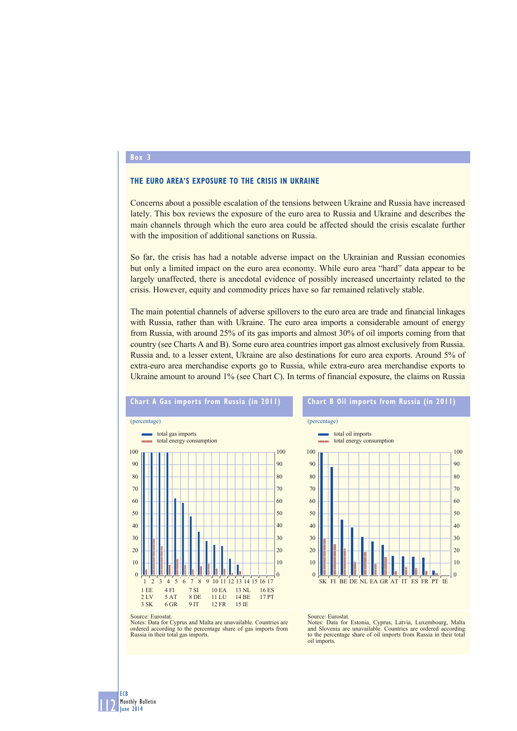Box 3

### THE EURO AREA'S EXPOSURE TO THE CRISIS IN UKRAINE

Concerns about a possible escalation of the tensions between Ukraine and Russia have increased lately. This box reviews the exposure of the euro area to Russia and Ukraine and describes the main channels through which the euro area could be affected should the crisis escalate further with the imposition of additional sanctions on Russia.

So far, the crisis has had a notable adverse impact on the Ukrainian and Russian economies but only a limited impact on the euro area economy. While euro area "hard" data appear to be largely unaffected, there is anecdotal evidence of possibly increased uncertainty related to the crisis. However, equity and commodity prices have so far remained relatively stable.

The main potential channels of adverse spillovers to the euro area are trade and financial linkages with Russia, rather than with Ukraine. The euro area imports a considerable amount of energy from Russia, with around 25% of its gas imports and almost 30% of oil imports coming from that country (see Charts A and B). Some euro area countries import gas almost exclusively from Russia. Russia and, to a lesser extent, Ukraine are also destinations for euro area exports. Around 5% of extra-euro area merchandise exports go to Russia, while extra-euro area merchandise exports to Ukraine amount to around 1% (see Chart C). In terms of financial exposure, the claims on Russia

**Chart A Gas imports from Russia (in 2011)**

(percentage)

- total gas imports
- total energy consumption

1 EE, 2 LV, 3 SK, 4 FI, 5 AT, 6 GR, 7 SI, 8 DE, 9 IT, 10 EA, 11 LU, 12 FR, 13 NL, 14 BE, 15 IE, 16 ES, 17 PT

Source: Eurostat.
Notes: Data for Cyprus and Malta are unavailable. Countries are ordered according to the percentage share of gas imports from Russia in their total gas imports.

**Chart B Oil imports from Russia (in 2011)**

(percentage)

- total oil imports
- total energy consumption

SK, FI, BE, DE, NL, EA, GR, AT, IT, ES, FR, PT, IE

Source: Eurostat.
Notes: Data for Estonia, Cyprus, Latvia, Luxembourg, Malta and Slovenia are unavailable. Countries are ordered according to the percentage share of oil imports from Russia in their total oil imports.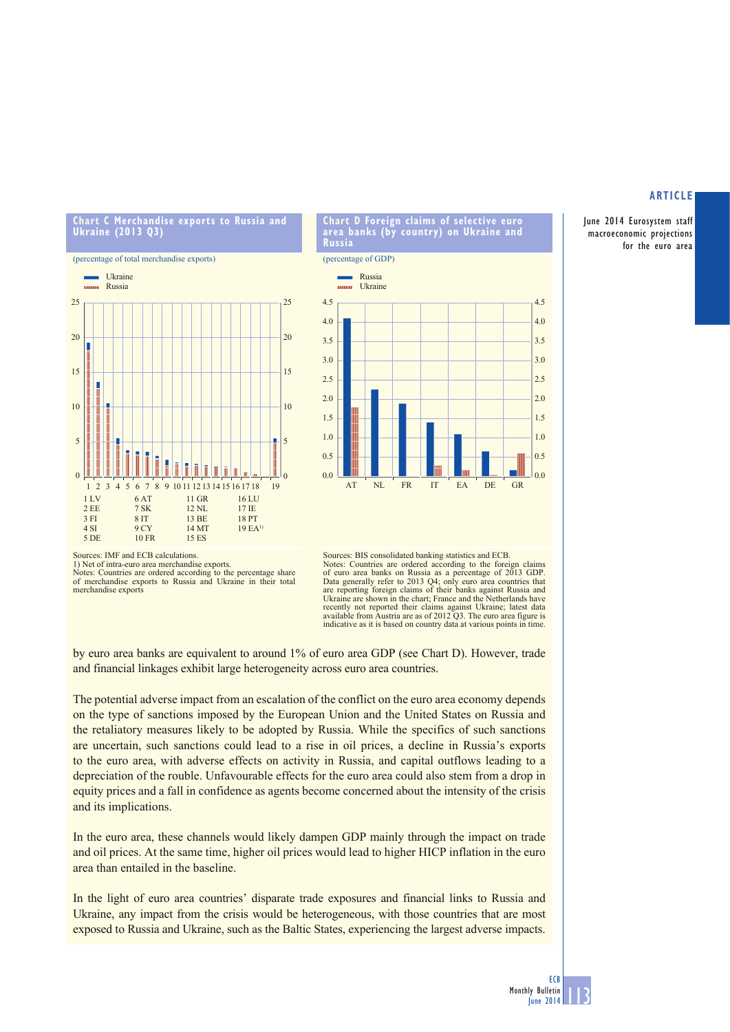**Chart C Merchandise exports to Russia and Ukraine (2013 Q3)**

(percentage of total merchandise exports)

Ukraine
Russia

1 LV, 2 EE, 3 FI, 4 SI, 5 DE, 6 AT, 7 SK, 8 IT, 9 CY, 10 FR, 11 GR, 12 NL, 13 BE, 14 MT, 15 ES, 16 LU, 17 IE, 18 PT, 19 EA[1)]

Sources: IMF and ECB calculations.
1) Net of intra-euro area merchandise exports.
Notes: Countries are ordered according to the percentage share of merchandise exports to Russia and Ukraine in their total merchandise exports

**Chart D Foreign claims of selective euro area banks (by country) on Ukraine and Russia**

(percentage of GDP)

Russia
Ukraine

AT, NL, FR, IT, EA, DE, GR

Sources: BIS consolidated banking statistics and ECB.
Notes: Countries are ordered according to the foreign claims of euro area banks on Russia as a percentage of 2013 GDP. Data generally refer to 2013 Q4; only euro area countries that are reporting foreign claims of their banks against Russia and Ukraine are shown in the chart; France and the Netherlands have recently not reported their claims against Ukraine; latest data available from Austria are as of 2012 Q3. The euro area figure is indicative as it is based on country data at various points in time.

by euro area banks are equivalent to around 1% of euro area GDP (see Chart D). However, trade and financial linkages exhibit large heterogeneity across euro area countries.

The potential adverse impact from an escalation of the conflict on the euro area economy depends on the type of sanctions imposed by the European Union and the United States on Russia and the retaliatory measures likely to be adopted by Russia. While the specifics of such sanctions are uncertain, such sanctions could lead to a rise in oil prices, a decline in Russia's exports to the euro area, with adverse effects on activity in Russia, and capital outflows leading to a depreciation of the rouble. Unfavourable effects for the euro area could also stem from a drop in equity prices and a fall in confidence as agents become concerned about the intensity of the crisis and its implications.

In the euro area, these channels would likely dampen GDP mainly through the impact on trade and oil prices. At the same time, higher oil prices would lead to higher HICP inflation in the euro area than entailed in the baseline.

In the light of euro area countries' disparate trade exposures and financial links to Russia and Ukraine, any impact from the crisis would be heterogeneous, with those countries that are most exposed to Russia and Ukraine, such as the Baltic States, experiencing the largest adverse impacts.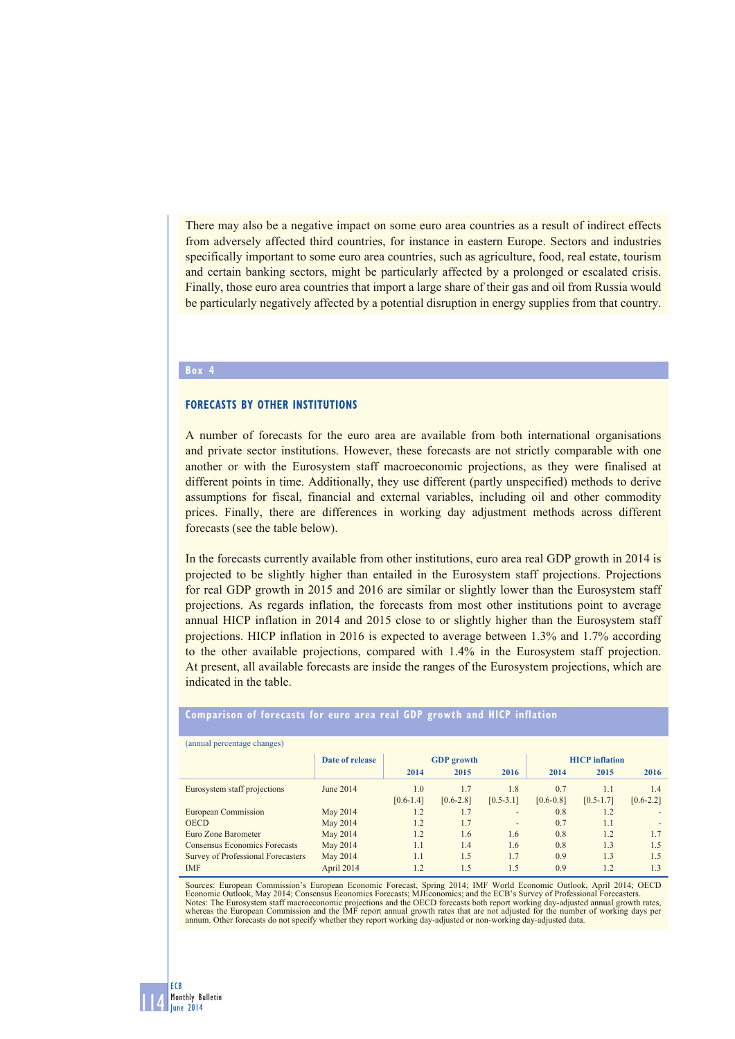There may also be a negative impact on some euro area countries as a result of indirect effects from adversely affected third countries, for instance in eastern Europe. Sectors and industries specifically important to some euro area countries, such as agriculture, food, real estate, tourism and certain banking sectors, might be particularly affected by a prolonged or escalated crisis. Finally, those euro area countries that import a large share of their gas and oil from Russia would be particularly negatively affected by a potential disruption in energy supplies from that country.

## Box 4

### FORECASTS BY OTHER INSTITUTIONS

A number of forecasts for the euro area are available from both international organisations and private sector institutions. However, these forecasts are not strictly comparable with one another or with the Eurosystem staff macroeconomic projections, as they were finalised at different points in time. Additionally, they use different (partly unspecified) methods to derive assumptions for fiscal, financial and external variables, including oil and other commodity prices. Finally, there are differences in working day adjustment methods across different forecasts (see the table below).

In the forecasts currently available from other institutions, euro area real GDP growth in 2014 is projected to be slightly higher than entailed in the Eurosystem staff projections. Projections for real GDP growth in 2015 and 2016 are similar or slightly lower than the Eurosystem staff projections. As regards inflation, the forecasts from most other institutions point to average annual HICP inflation in 2014 and 2015 close to or slightly higher than the Eurosystem staff projections. HICP inflation in 2016 is expected to average between 1.3% and 1.7% according to the other available projections, compared with 1.4% in the Eurosystem staff projection. At present, all available forecasts are inside the ranges of the Eurosystem projections, which are indicated in the table.

**Comparison of forecasts for euro area real GDP growth and HICP inflation**

(annual percentage changes)

| | Date of release | GDP growth | | | HICP inflation | | |
|---|---|---|---|---|---|---|---|
| | | 2014 | 2015 | 2016 | 2014 | 2015 | 2016 |
| Eurosystem staff projections | June 2014 | 1.0 | 1.7 | 1.8 | 0.7 | 1.1 | 1.4 |
| | | [0.6-1.4] | [0.6-2.8] | [0.5-3.1] | [0.6-0.8] | [0.5-1.7] | [0.6-2.2] |
| European Commission | May 2014 | 1.2 | 1.7 | - | 0.8 | 1.2 | - |
| OECD | May 2014 | 1.2 | 1.7 | - | 0.7 | 1.1 | - |
| Euro Zone Barometer | May 2014 | 1.2 | 1.6 | 1.6 | 0.8 | 1.2 | 1.7 |
| Consensus Economics Forecasts | May 2014 | 1.1 | 1.4 | 1.6 | 0.8 | 1.3 | 1.5 |
| Survey of Professional Forecasters | May 2014 | 1.1 | 1.5 | 1.7 | 0.9 | 1.3 | 1.5 |
| IMF | April 2014 | 1.2 | 1.5 | 1.5 | 0.9 | 1.2 | 1.3 |

Sources: European Commission's European Economic Forecast, Spring 2014; IMF World Economic Outlook, April 2014; OECD Economic Outlook, May 2014; Consensus Economics Forecasts; MJEconomics; and the ECB's Survey of Professional Forecasters.
Notes: The Eurosystem staff macroeconomic projections and the OECD forecasts both report working day-adjusted annual growth rates, whereas the European Commission and the IMF report annual growth rates that are not adjusted for the number of working days per annum. Other forecasts do not specify whether they report working day-adjusted or non-working day-adjusted data.